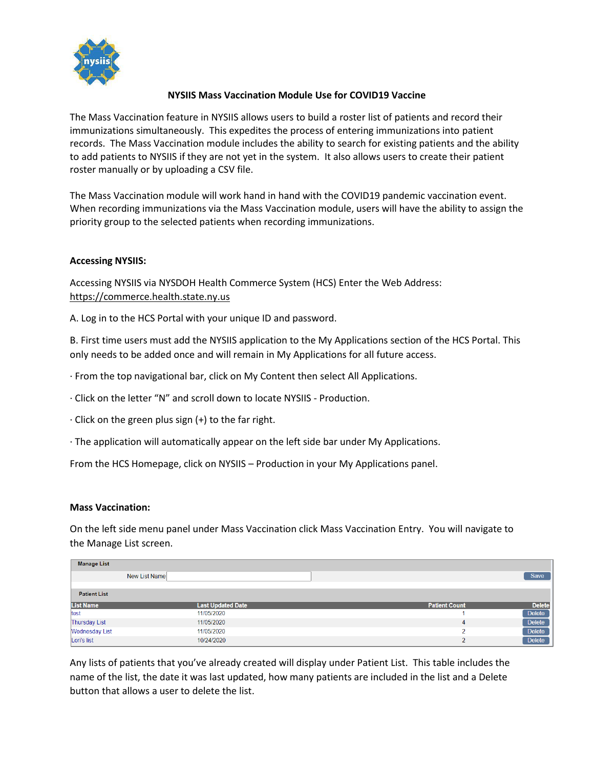# NYSIIS Mass Vaccination Module Use for COVID19 Vaccine

The Mass Vaccination feature in NYSIIS allows users to build a roster list of patients and record their immunizations simultaneously. This expedites the process of entering immunizations into patient records. The Mass Vaccination module includes the ability to search for existing patients and the ability to add patients to NYSIIS if they are not yet in the system. It also allows users to create their patient roster manually or by uploading a CSV file.

The Mass Vaccination module will work hand in hand with the COVID19 pandemic vaccination event. When recording immunizations via the Mass Vaccination module, users will have the ability to assign the priority group to the selected patients when recording immunizations.

## Accessing NYSIIS:

Accessing NYSIIS via NYSDOH Health Commerce System (HCS) Enter the Web Address: https://commerce.health.state.ny.us

A. Log in to the HCS Portal with your unique ID and password.

B. First time users must add the NYSIIS application to the My Applications section of the HCS Portal. This only needs to be added once and will remain in My Applications for all future access.

· From the top navigational bar, click on My Content then select All Applications.

· Click on the letter "N" and scroll down to locate NYSIIS - Production.

· Click on the green plus sign (+) to the far right.

· The application will automatically appear on the left side bar under My Applications.

From the HCS Homepage, click on NYSIIS – Production in your My Applications panel.

## Mass Vaccination:

On the left side menu panel under Mass Vaccination click Mass Vaccination Entry. You will navigate to the Manage List screen.

**Manage List**

New List Name [ ] Save

**Patient List**

| List Name | Last Updated Date | Patient Count | Delete |
|---|---|---|---|
| test | 11/05/2020 | 1 | Delete |
| Thursday List | 11/05/2020 | 4 | Delete |
| Wednesday List | 11/05/2020 | 2 | Delete |
| Lori's list | 10/24/2020 | 2 | Delete |

Any lists of patients that you've already created will display under Patient List. This table includes the name of the list, the date it was last updated, how many patients are included in the list and a Delete button that allows a user to delete the list.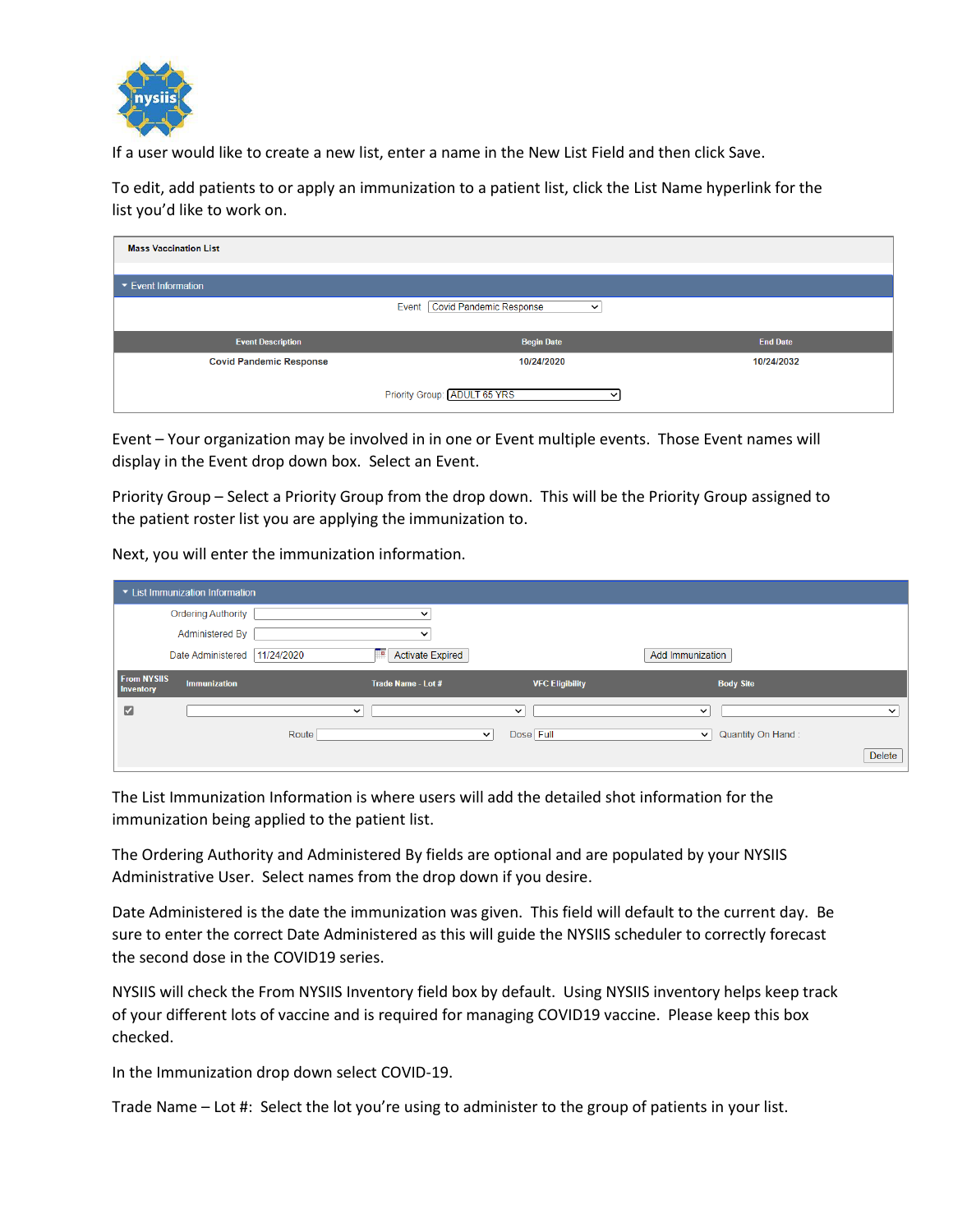If a user would like to create a new list, enter a name in the New List Field and then click Save.

To edit, add patients to or apply an immunization to a patient list, click the List Name hyperlink for the list you'd like to work on.

**Mass Vaccination List**

▾ Event Information

Event: Covid Pandemic Response

| Event Description | Begin Date | End Date |
| --- | --- | --- |
| Covid Pandemic Response | 10/24/2020 | 10/24/2032 |

Priority Group: ADULT 65 YRS

Event – Your organization may be involved in in one or Event multiple events. Those Event names will display in the Event drop down box. Select an Event.

Priority Group – Select a Priority Group from the drop down. This will be the Priority Group assigned to the patient roster list you are applying the immunization to.

Next, you will enter the immunization information.

▾ List Immunization Information

Ordering Authority

Administered By

Date Administered 11/24/2020 Activate Expired

Add Immunization

| From NYSIIS Inventory | Immunization | Trade Name - Lot # | VFC Eligibility | Body Site |
| --- | --- | --- | --- | --- |
| ☑ | | | | |

Route | Dose Full | Quantity On Hand :

Delete

The List Immunization Information is where users will add the detailed shot information for the immunization being applied to the patient list.

The Ordering Authority and Administered By fields are optional and are populated by your NYSIIS Administrative User. Select names from the drop down if you desire.

Date Administered is the date the immunization was given. This field will default to the current day. Be sure to enter the correct Date Administered as this will guide the NYSIIS scheduler to correctly forecast the second dose in the COVID19 series.

NYSIIS will check the From NYSIIS Inventory field box by default. Using NYSIIS inventory helps keep track of your different lots of vaccine and is required for managing COVID19 vaccine. Please keep this box checked.

In the Immunization drop down select COVID-19.

Trade Name – Lot #: Select the lot you're using to administer to the group of patients in your list.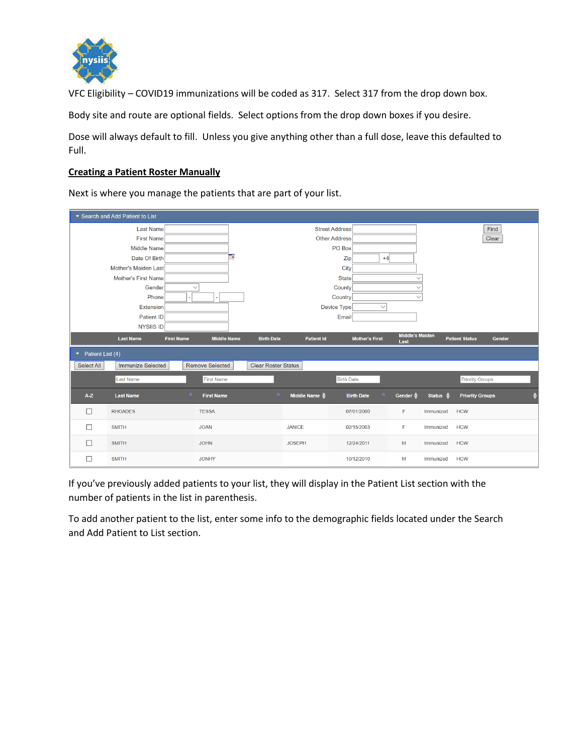VFC Eligibility – COVID19 immunizations will be coded as 317. Select 317 from the drop down box.

Body site and route are optional fields. Select options from the drop down boxes if you desire.

Dose will always default to fill. Unless you give anything other than a full dose, leave this defaulted to Full.

## **Creating a Patient Roster Manually**

Next is where you manage the patients that are part of your list.

Search and Add Patient to List

| Last Name | | Street Address | |
|---|---|---|---|
| First Name | | Other Address | |
| Middle Name | | PO Box | |
| Date Of Birth | | Zip | +4 |
| Mother's Maiden Last | | City | |
| Mother's First Name | | State | |
| Gender | | County | |
| Phone | - - | Country | |
| Extension | | Device Type | |
| Patient ID | | Email | |
| NYSIIS ID | | | |

Find | Clear

| Last Name | First Name | Middle Name | Birth Date | Patient Id | Mother's First | Middle's Maiden Last | Patient Status | Gender |
|---|---|---|---|---|---|---|---|---|

Patient List (4)

Select All | Immunize Selected | Remove Selected | Clear Roster Status

| A-Z | Last Name | First Name | Middle Name | Birth Date | Gender | Status | Priority Groups |
|---|---|---|---|---|---|---|---|
| ☐ | RHOADES | TESSA | | 07/01/2000 | F | Immunized | HCW |
| ☐ | SMITH | JOAN | JANICE | 02/15/2003 | F | Immunized | HCW |
| ☐ | SMITH | JOHN | JOSEPH | 12/24/2011 | M | Immunized | HCW |
| ☐ | SMITH | JONHY | | 10/12/2010 | M | Immunized | HCW |

If you've previously added patients to your list, they will display in the Patient List section with the number of patients in the list in parenthesis.

To add another patient to the list, enter some info to the demographic fields located under the Search and Add Patient to List section.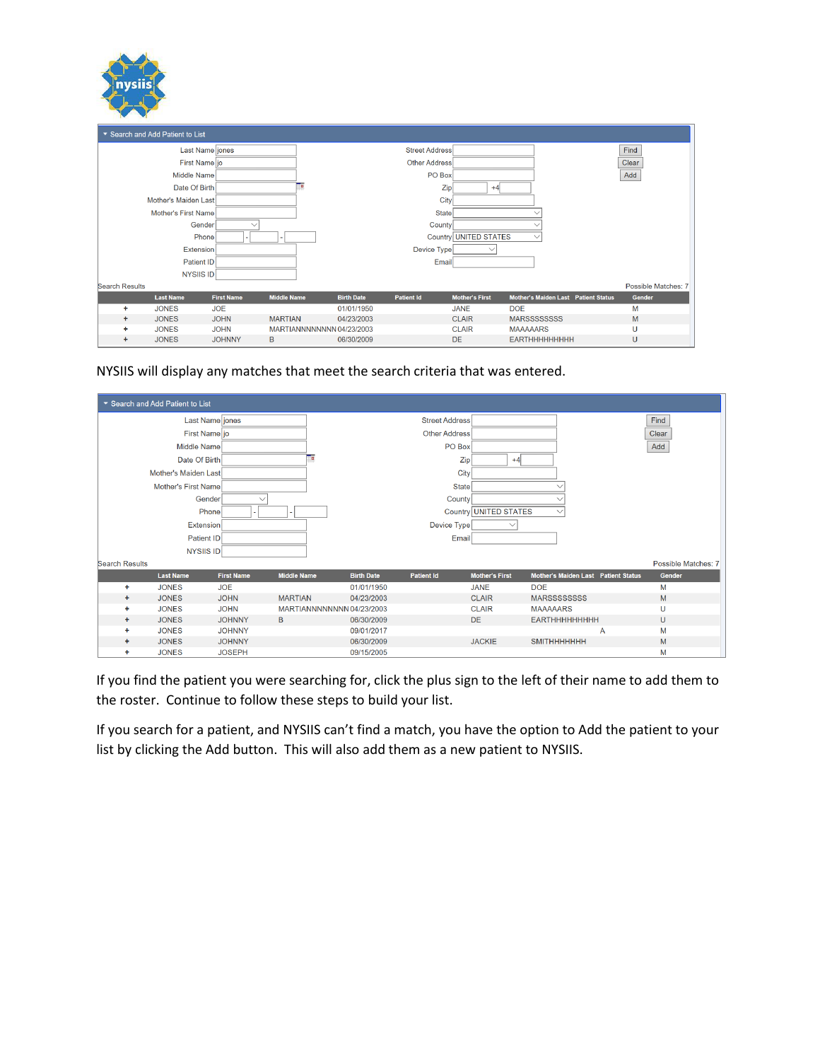**Search and Add Patient to List**

| | | | |
|---|---|---|---|
| Last Name | jones | Street Address | |
| First Name | jo | Other Address | |
| Middle Name | | PO Box | |
| Date Of Birth | | Zip | +4 |
| Mother's Maiden Last | | City | |
| Mother's First Name | | State | |
| Gender | | County | |
| Phone | - - | Country | UNITED STATES |
| Extension | | Device Type | |
| Patient ID | | Email | |
| NYSIIS ID | | | |

Find | Clear | Add

Search Results — Possible Matches: 7

| | Last Name | First Name | Middle Name | Birth Date | Patient Id | Mother's First | Mother's Maiden Last | Patient Status | Gender |
|---|---|---|---|---|---|---|---|---|---|
| + | JONES | JOE | | 01/01/1950 | | JANE | DOE | | M |
| + | JONES | JOHN | MARTIAN | 04/23/2003 | | CLAIR | MARSSSSSSSS | | M |
| + | JONES | JOHN | MARTIANNNNNNNN | 04/23/2003 | | CLAIR | MAAAAARS | | U |
| + | JONES | JOHNNY | B | 06/30/2009 | | DE | EARTHHHHHHHHH | | U |

NYSIIS will display any matches that meet the search criteria that was entered.

**Search and Add Patient to List**

| | | | |
|---|---|---|---|
| Last Name | jones | Street Address | |
| First Name | jo | Other Address | |
| Middle Name | | PO Box | |
| Date Of Birth | | Zip | +4 |
| Mother's Maiden Last | | City | |
| Mother's First Name | | State | |
| Gender | | County | |
| Phone | - - | Country | UNITED STATES |
| Extension | | Device Type | |
| Patient ID | | Email | |
| NYSIIS ID | | | |

Find | Clear | Add

Search Results — Possible Matches: 7

| | Last Name | First Name | Middle Name | Birth Date | Patient Id | Mother's First | Mother's Maiden Last | Patient Status | Gender |
|---|---|---|---|---|---|---|---|---|---|
| + | JONES | JOE | | 01/01/1950 | | JANE | DOE | | M |
| + | JONES | JOHN | MARTIAN | 04/23/2003 | | CLAIR | MARSSSSSSSS | | M |
| + | JONES | JOHN | MARTIANNNNNNNN | 04/23/2003 | | CLAIR | MAAAAARS | | U |
| + | JONES | JOHNNY | B | 06/30/2009 | | DE | EARTHHHHHHHHH | | U |
| + | JONES | JOHNNY | | 09/01/2017 | | | | A | M |
| + | JONES | JOHNNY | | 06/30/2009 | | JACKIE | SMITHHHHHHHH | | M |
| + | JONES | JOSEPH | | 09/15/2005 | | | | | M |

If you find the patient you were searching for, click the plus sign to the left of their name to add them to the roster. Continue to follow these steps to build your list.

If you search for a patient, and NYSIIS can't find a match, you have the option to Add the patient to your list by clicking the Add button. This will also add them as a new patient to NYSIIS.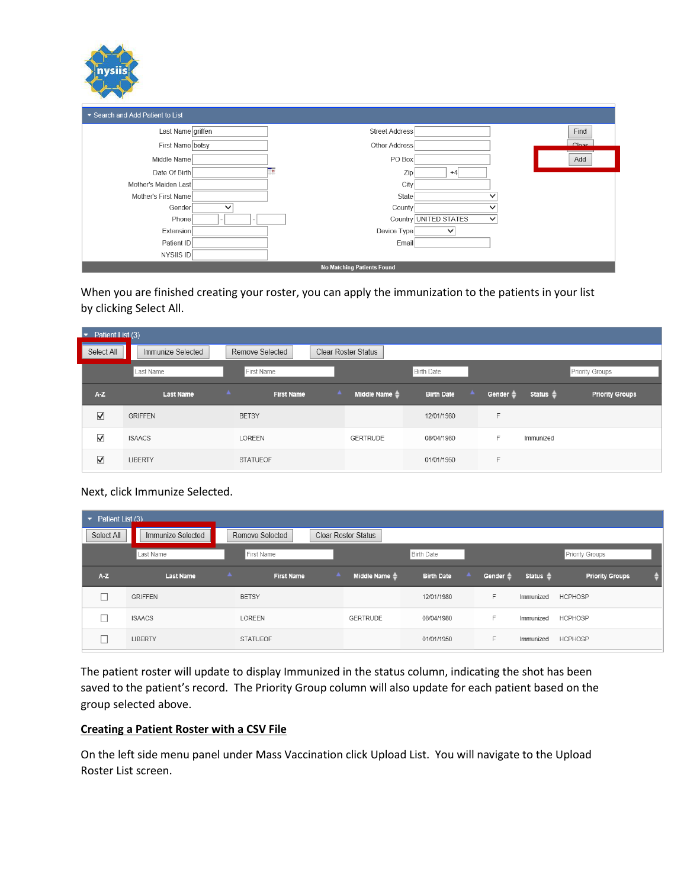When you are finished creating your roster, you can apply the immunization to the patients in your list by clicking Select All.

Next, click Immunize Selected.

The patient roster will update to display Immunized in the status column, indicating the shot has been saved to the patient's record. The Priority Group column will also update for each patient based on the group selected above.

**Creating a Patient Roster with a CSV File**

On the left side menu panel under Mass Vaccination click Upload List. You will navigate to the Upload Roster List screen.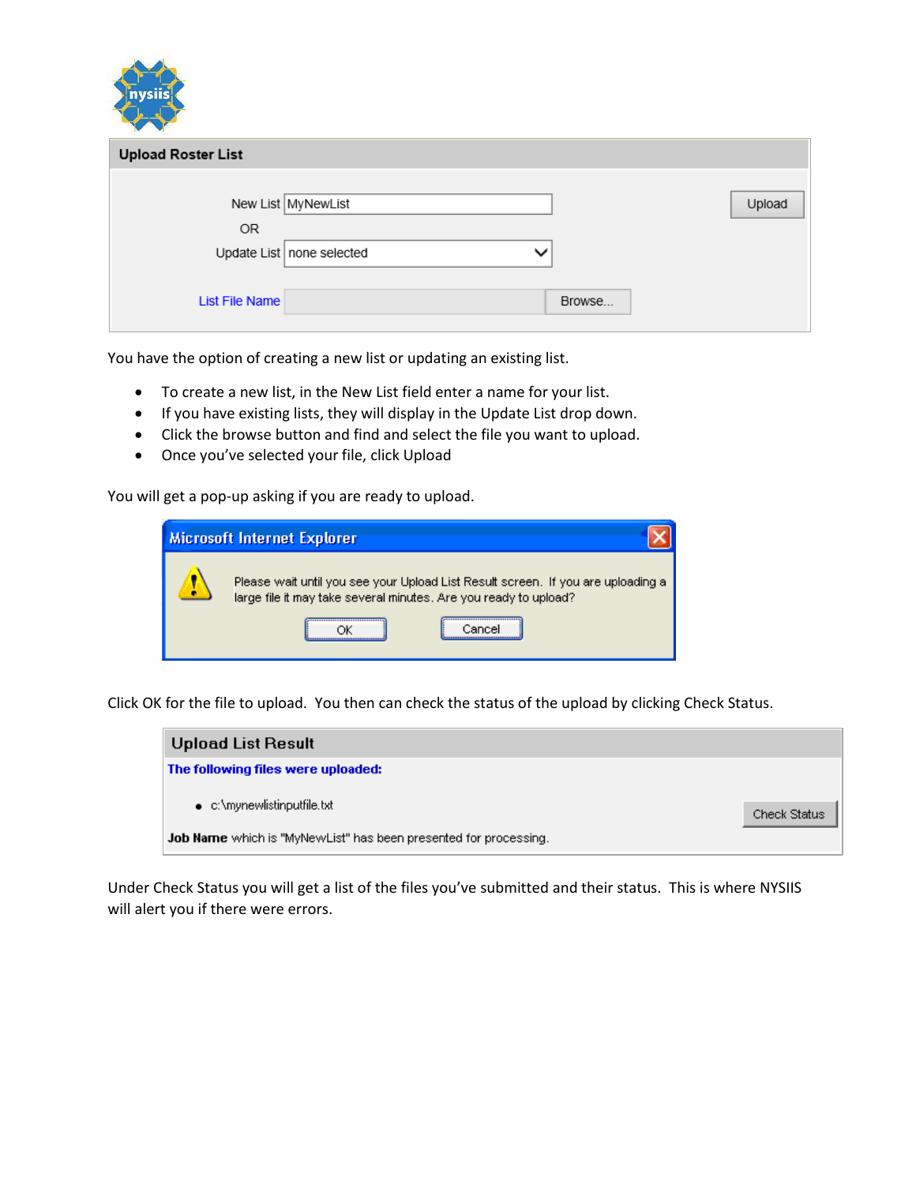You have the option of creating a new list or updating an existing list.

- To create a new list, in the New List field enter a name for your list.
- If you have existing lists, they will display in the Update List drop down.
- Click the browse button and find and select the file you want to upload.
- Once you've selected your file, click Upload

You will get a pop-up asking if you are ready to upload.

Click OK for the file to upload. You then can check the status of the upload by clicking Check Status.

Under Check Status you will get a list of the files you've submitted and their status. This is where NYSIIS will alert you if there were errors.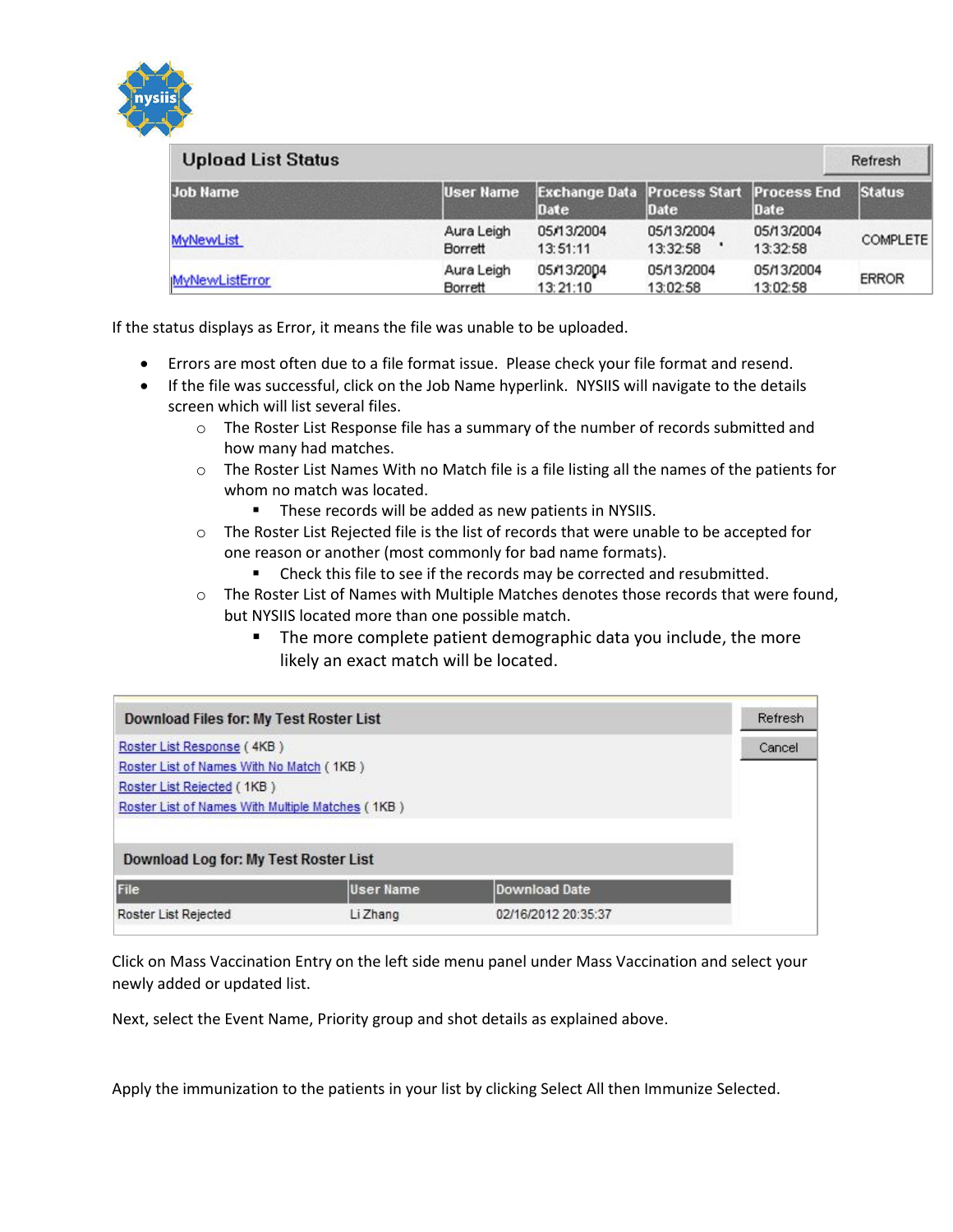**Upload List Status**

| Job Name | User Name | Exchange Data Date | Process Start Date | Process End Date | Status |
|---|---|---|---|---|---|
| MyNewList | Aura Leigh Borrett | 05/13/2004 13:51:11 | 05/13/2004 13:32:58 | 05/13/2004 13:32:58 | COMPLETE |
| MyNewListError | Aura Leigh Borrett | 05/13/2004 13:21:10 | 05/13/2004 13:02:58 | 05/13/2004 13:02:58 | ERROR |

If the status displays as Error, it means the file was unable to be uploaded.

- Errors are most often due to a file format issue. Please check your file format and resend.
- If the file was successful, click on the Job Name hyperlink. NYSIIS will navigate to the details screen which will list several files.
  - The Roster List Response file has a summary of the number of records submitted and how many had matches.
  - The Roster List Names With no Match file is a file listing all the names of the patients for whom no match was located.
    - These records will be added as new patients in NYSIIS.
  - The Roster List Rejected file is the list of records that were unable to be accepted for one reason or another (most commonly for bad name formats).
    - Check this file to see if the records may be corrected and resubmitted.
  - The Roster List of Names with Multiple Matches denotes those records that were found, but NYSIIS located more than one possible match.
    - The more complete patient demographic data you include, the more likely an exact match will be located.

**Download Files for: My Test Roster List**

- Roster List Response ( 4KB )
- Roster List of Names With No Match ( 1KB )
- Roster List Rejected ( 1KB )
- Roster List of Names With Multiple Matches ( 1KB )

**Download Log for: My Test Roster List**

| File | User Name | Download Date |
|---|---|---|
| Roster List Rejected | Li Zhang | 02/16/2012 20:35:37 |

Click on Mass Vaccination Entry on the left side menu panel under Mass Vaccination and select your newly added or updated list.

Next, select the Event Name, Priority group and shot details as explained above.

Apply the immunization to the patients in your list by clicking Select All then Immunize Selected.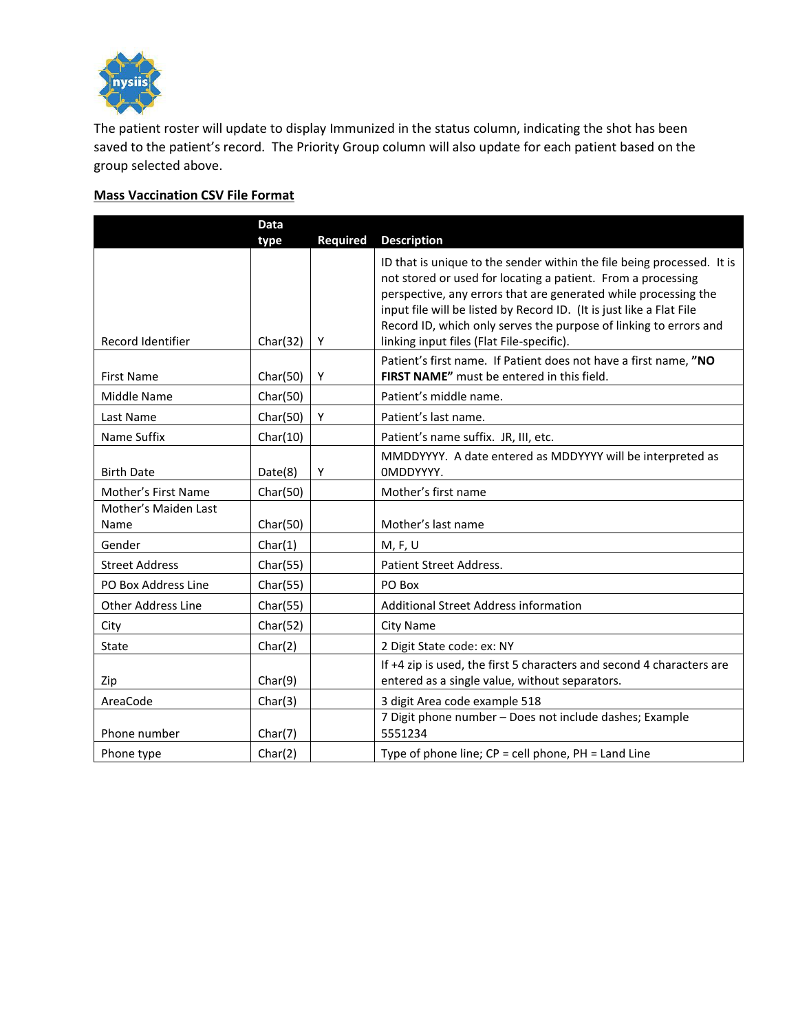The patient roster will update to display Immunized in the status column, indicating the shot has been saved to the patient's record. The Priority Group column will also update for each patient based on the group selected above.

**Mass Vaccination CSV File Format**

| | Data type | Required | Description |
|---|---|---|---|
| Record Identifier | Char(32) | Y | ID that is unique to the sender within the file being processed. It is not stored or used for locating a patient. From a processing perspective, any errors that are generated while processing the input file will be listed by Record ID. (It is just like a Flat File Record ID, which only serves the purpose of linking to errors and linking input files (Flat File-specific). |
| First Name | Char(50) | Y | Patient's first name. If Patient does not have a first name, **"NO FIRST NAME"** must be entered in this field. |
| Middle Name | Char(50) | | Patient's middle name. |
| Last Name | Char(50) | Y | Patient's last name. |
| Name Suffix | Char(10) | | Patient's name suffix. JR, III, etc. |
| Birth Date | Date(8) | Y | MMDDYYYY. A date entered as MDDYYYY will be interpreted as 0MDDYYYY. |
| Mother's First Name | Char(50) | | Mother's first name |
| Mother's Maiden Last Name | Char(50) | | Mother's last name |
| Gender | Char(1) | | M, F, U |
| Street Address | Char(55) | | Patient Street Address. |
| PO Box Address Line | Char(55) | | PO Box |
| Other Address Line | Char(55) | | Additional Street Address information |
| City | Char(52) | | City Name |
| State | Char(2) | | 2 Digit State code: ex: NY |
| Zip | Char(9) | | If +4 zip is used, the first 5 characters and second 4 characters are entered as a single value, without separators. |
| AreaCode | Char(3) | | 3 digit Area code example 518 |
| Phone number | Char(7) | | 7 Digit phone number – Does not include dashes; Example 5551234 |
| Phone type | Char(2) | | Type of phone line; CP = cell phone, PH = Land Line |